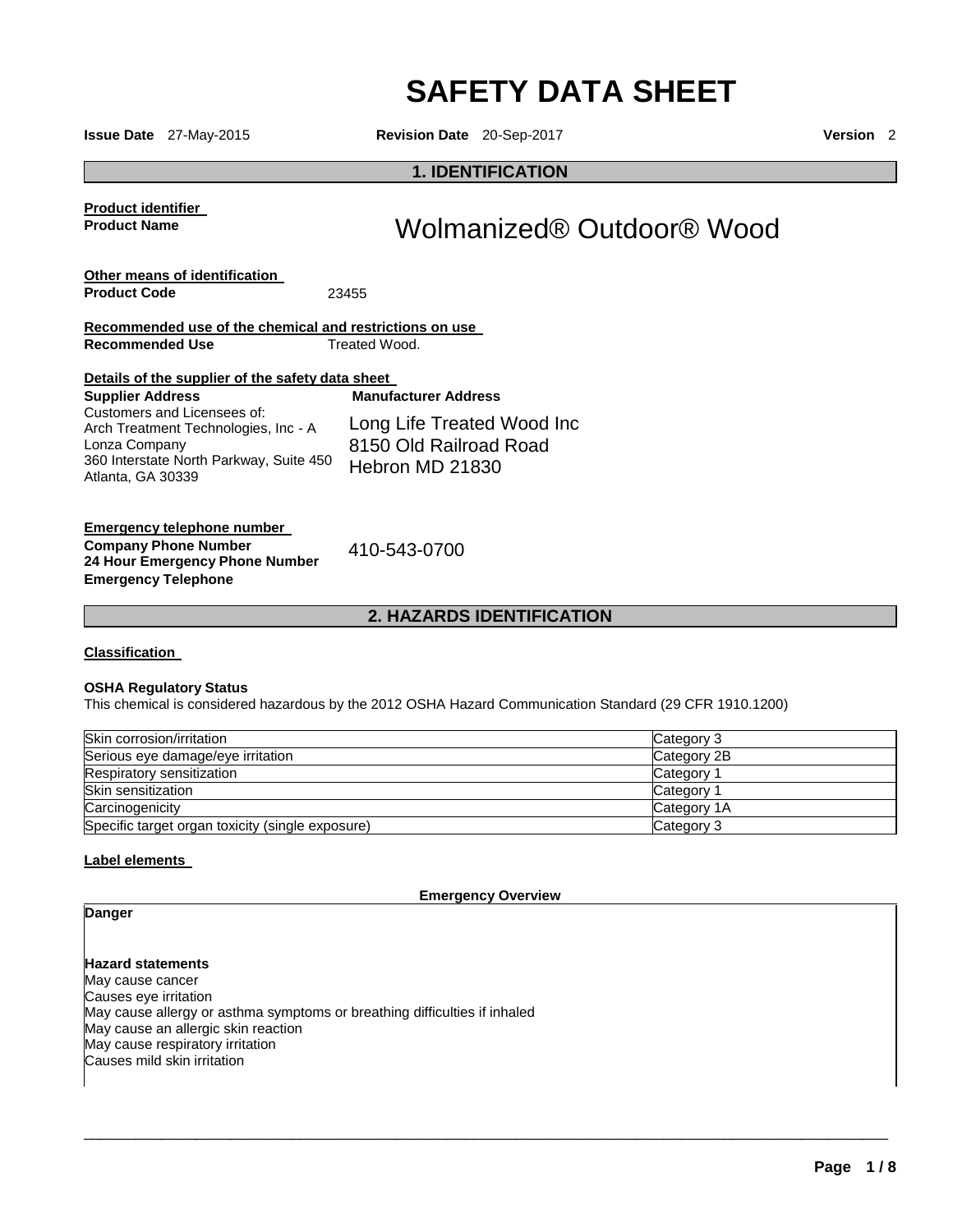# SAFETY DATA SHEET

**Issue Date** 27-May-2015 **Revision Date** 20-Sep-2017 **Version** 2

## 1. IDENTIFICATION

**Product identifier**

**Product Name** Wolmanized® Outdoor® Wood

**Other means of identification**

**Product Code** 23455

**Recommended use of the chemical and restrictions on use**

**Recommended Use** Treated Wood.

**Details of the supplier of the safety data sheet**

**Supplier Address**
Customers and Licensees of:
Arch Treatment Technologies, Inc - A Lonza Company
360 Interstate North Parkway, Suite 450
Atlanta, GA 30339

**Manufacturer Address**
Long Life Treated Wood Inc
8150 Old Railroad Road
Hebron MD 21830

**Emergency telephone number**

**Company Phone Number**
**24 Hour Emergency Phone Number**
**Emergency Telephone**

410-543-0700

## 2. HAZARDS IDENTIFICATION

**Classification**

**OSHA Regulatory Status**

This chemical is considered hazardous by the 2012 OSHA Hazard Communication Standard (29 CFR 1910.1200)

| | |
|---|---|
| Skin corrosion/irritation | Category 3 |
| Serious eye damage/eye irritation | Category 2B |
| Respiratory sensitization | Category 1 |
| Skin sensitization | Category 1 |
| Carcinogenicity | Category 1A |
| Specific target organ toxicity (single exposure) | Category 3 |

**Label elements**

**Emergency Overview**

**Danger**

**Hazard statements**

May cause cancer
Causes eye irritation
May cause allergy or asthma symptoms or breathing difficulties if inhaled
May cause an allergic skin reaction
May cause respiratory irritation
Causes mild skin irritation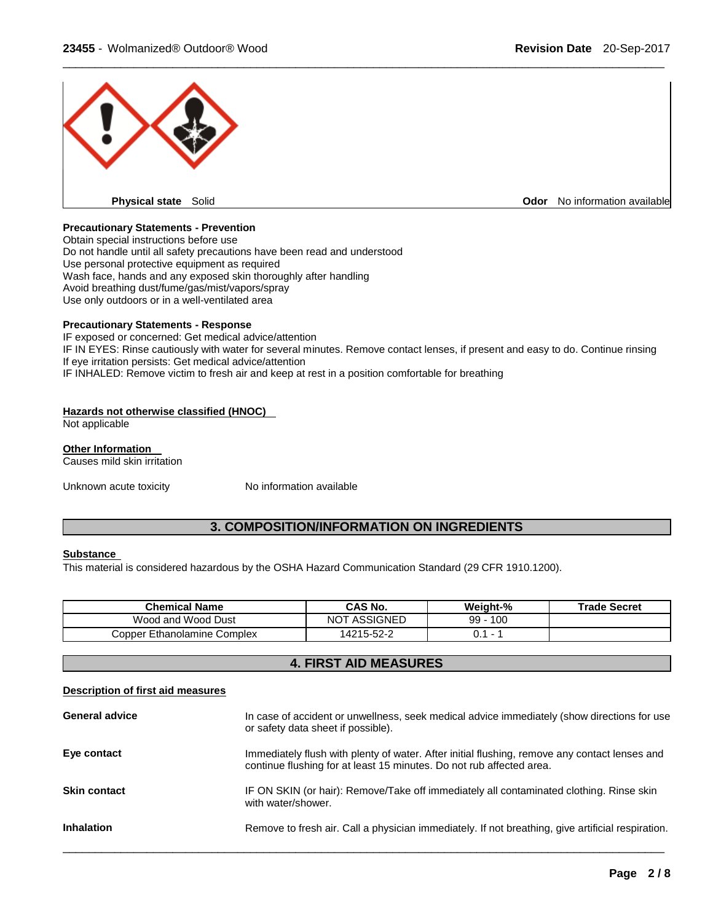**Physical state** Solid **Odor** No information available

**Precautionary Statements - Prevention**

Obtain special instructions before use
Do not handle until all safety precautions have been read and understood
Use personal protective equipment as required
Wash face, hands and any exposed skin thoroughly after handling
Avoid breathing dust/fume/gas/mist/vapors/spray
Use only outdoors or in a well-ventilated area

**Precautionary Statements - Response**

IF exposed or concerned: Get medical advice/attention
IF IN EYES: Rinse cautiously with water for several minutes. Remove contact lenses, if present and easy to do. Continue rinsing
If eye irritation persists: Get medical advice/attention
IF INHALED: Remove victim to fresh air and keep at rest in a position comfortable for breathing

**Hazards not otherwise classified (HNOC)**

Not applicable

**Other Information**

Causes mild skin irritation

Unknown acute toxicity No information available

## 3. COMPOSITION/INFORMATION ON INGREDIENTS

**Substance**

This material is considered hazardous by the OSHA Hazard Communication Standard (29 CFR 1910.1200).

| Chemical Name | CAS No. | Weight-% | Trade Secret |
|---|---|---|---|
| Wood and Wood Dust | NOT ASSIGNED | 99 - 100 | |
| Copper Ethanolamine Complex | 14215-52-2 | 0.1 - 1 | |

## 4. FIRST AID MEASURES

**Description of first aid measures**

**General advice** In case of accident or unwellness, seek medical advice immediately (show directions for use or safety data sheet if possible).

**Eye contact** Immediately flush with plenty of water. After initial flushing, remove any contact lenses and continue flushing for at least 15 minutes. Do not rub affected area.

**Skin contact** IF ON SKIN (or hair): Remove/Take off immediately all contaminated clothing. Rinse skin with water/shower.

**Inhalation** Remove to fresh air. Call a physician immediately. If not breathing, give artificial respiration.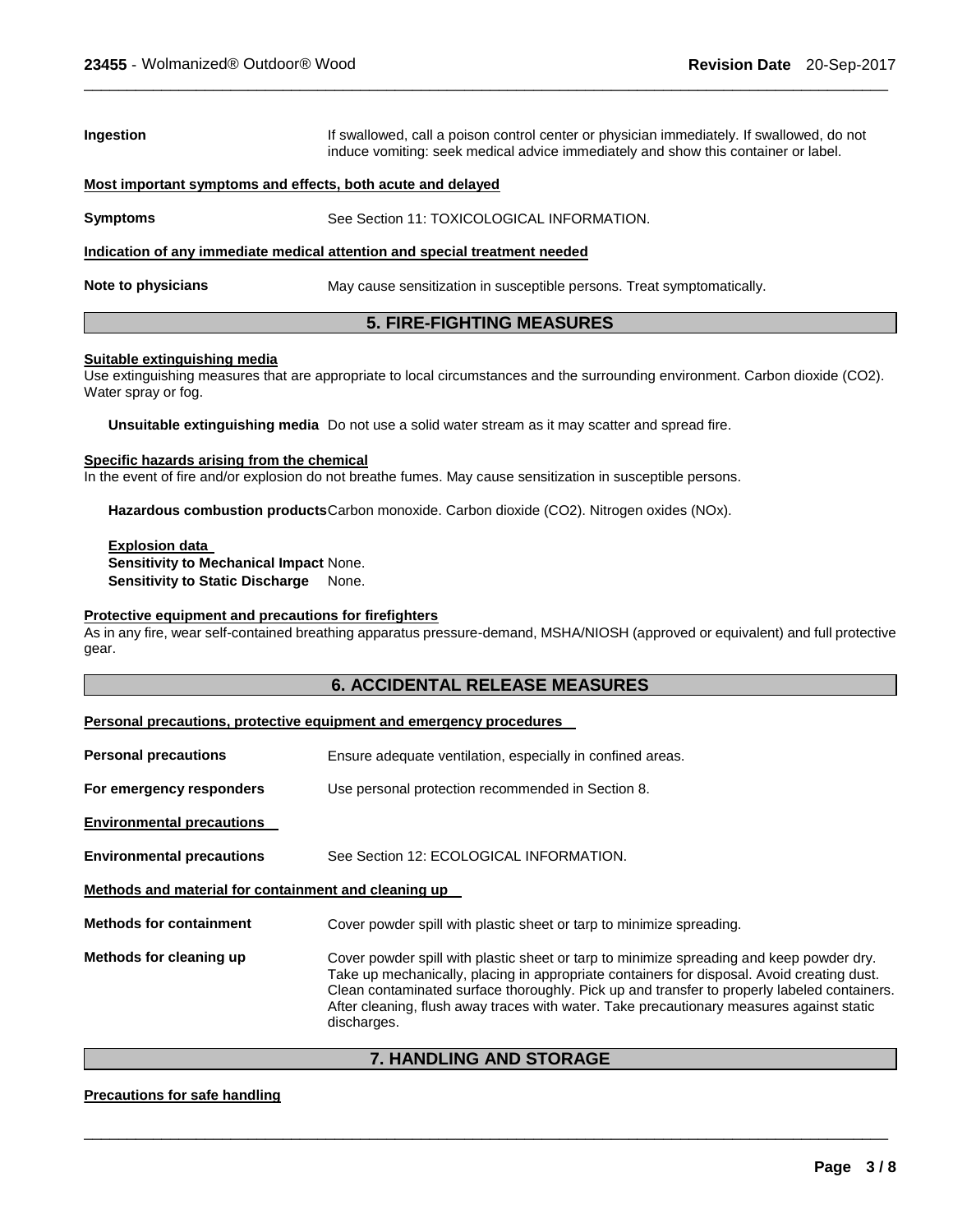**Ingestion** If swallowed, call a poison control center or physician immediately. If swallowed, do not induce vomiting: seek medical advice immediately and show this container or label.

**Most important symptoms and effects, both acute and delayed**

**Symptoms** See Section 11: TOXICOLOGICAL INFORMATION.

**Indication of any immediate medical attention and special treatment needed**

**Note to physicians** May cause sensitization in susceptible persons. Treat symptomatically.

## 5. FIRE-FIGHTING MEASURES

**Suitable extinguishing media**

Use extinguishing measures that are appropriate to local circumstances and the surrounding environment. Carbon dioxide ($CO_2$). Water spray or fog.

**Unsuitable extinguishing media** Do not use a solid water stream as it may scatter and spread fire.

**Specific hazards arising from the chemical**

In the event of fire and/or explosion do not breathe fumes. May cause sensitization in susceptible persons.

**Hazardous combustion products** Carbon monoxide. Carbon dioxide ($CO_2$). Nitrogen oxides ($NO_x$).

**Explosion data**

**Sensitivity to Mechanical Impact** None.

**Sensitivity to Static Discharge** None.

**Protective equipment and precautions for firefighters**

As in any fire, wear self-contained breathing apparatus pressure-demand, MSHA/NIOSH (approved or equivalent) and full protective gear.

## 6. ACCIDENTAL RELEASE MEASURES

**Personal precautions, protective equipment and emergency procedures**

**Personal precautions** Ensure adequate ventilation, especially in confined areas.

**For emergency responders** Use personal protection recommended in Section 8.

**Environmental precautions**

**Environmental precautions** See Section 12: ECOLOGICAL INFORMATION.

**Methods and material for containment and cleaning up**

**Methods for containment** Cover powder spill with plastic sheet or tarp to minimize spreading.

**Methods for cleaning up** Cover powder spill with plastic sheet or tarp to minimize spreading and keep powder dry. Take up mechanically, placing in appropriate containers for disposal. Avoid creating dust. Clean contaminated surface thoroughly. Pick up and transfer to properly labeled containers. After cleaning, flush away traces with water. Take precautionary measures against static discharges.

## 7. HANDLING AND STORAGE

**Precautions for safe handling**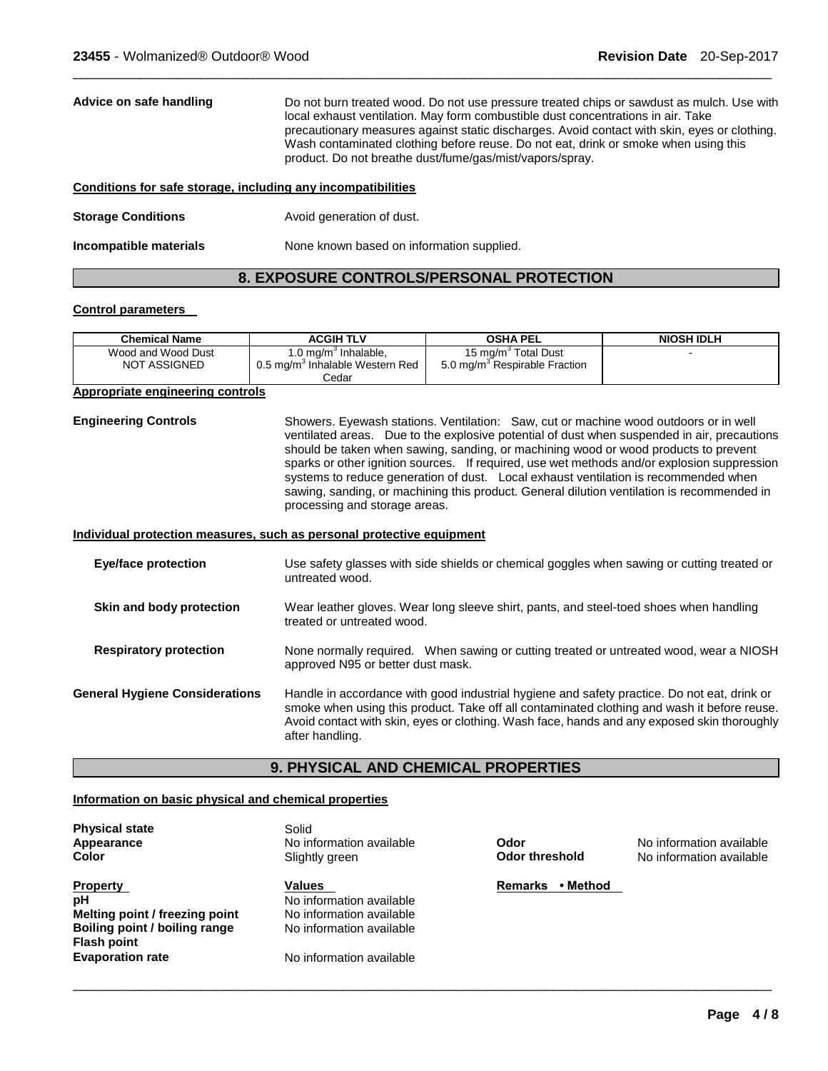**Advice on safe handling** Do not burn treated wood. Do not use pressure treated chips or sawdust as mulch. Use with local exhaust ventilation. May form combustible dust concentrations in air. Take precautionary measures against static discharges. Avoid contact with skin, eyes or clothing. Wash contaminated clothing before reuse. Do not eat, drink or smoke when using this product. Do not breathe dust/fume/gas/mist/vapors/spray.

**Conditions for safe storage, including any incompatibilities**

**Storage Conditions** Avoid generation of dust.

**Incompatible materials** None known based on information supplied.

## 8. EXPOSURE CONTROLS/PERSONAL PROTECTION

**Control parameters**

| Chemical Name | ACGIH TLV | OSHA PEL | NIOSH IDLH |
|---|---|---|---|
| Wood and Wood Dust NOT ASSIGNED | 1.0 $mg/m^3$ Inhalable, 0.5 $mg/m^3$ Inhalable Western Red Cedar | 15 $mg/m^3$ Total Dust 5.0 $mg/m^3$ Respirable Fraction | - |

**Appropriate engineering controls**

**Engineering Controls** Showers. Eyewash stations. Ventilation: Saw, cut or machine wood outdoors or in well ventilated areas. Due to the explosive potential of dust when suspended in air, precautions should be taken when sawing, sanding, or machining wood or wood products to prevent sparks or other ignition sources. If required, use wet methods and/or explosion suppression systems to reduce generation of dust. Local exhaust ventilation is recommended when sawing, sanding, or machining this product. General dilution ventilation is recommended in processing and storage areas.

**Individual protection measures, such as personal protective equipment**

**Eye/face protection** Use safety glasses with side shields or chemical goggles when sawing or cutting treated or untreated wood.

**Skin and body protection** Wear leather gloves. Wear long sleeve shirt, pants, and steel-toed shoes when handling treated or untreated wood.

**Respiratory protection** None normally required. When sawing or cutting treated or untreated wood, wear a NIOSH approved N95 or better dust mask.

**General Hygiene Considerations** Handle in accordance with good industrial hygiene and safety practice. Do not eat, drink or smoke when using this product. Take off all contaminated clothing and wash it before reuse. Avoid contact with skin, eyes or clothing. Wash face, hands and any exposed skin thoroughly after handling.

## 9. PHYSICAL AND CHEMICAL PROPERTIES

**Information on basic physical and chemical properties**

**Physical state** Solid
**Appearance** No information available
**Color** Slightly green

**Odor** No information available
**Odor threshold** No information available

| Property | Values | Remarks • Method |
|---|---|---|
| pH | No information available | |
| Melting point / freezing point | No information available | |
| Boiling point / boiling range | No information available | |
| Flash point | | |
| Evaporation rate | No information available | |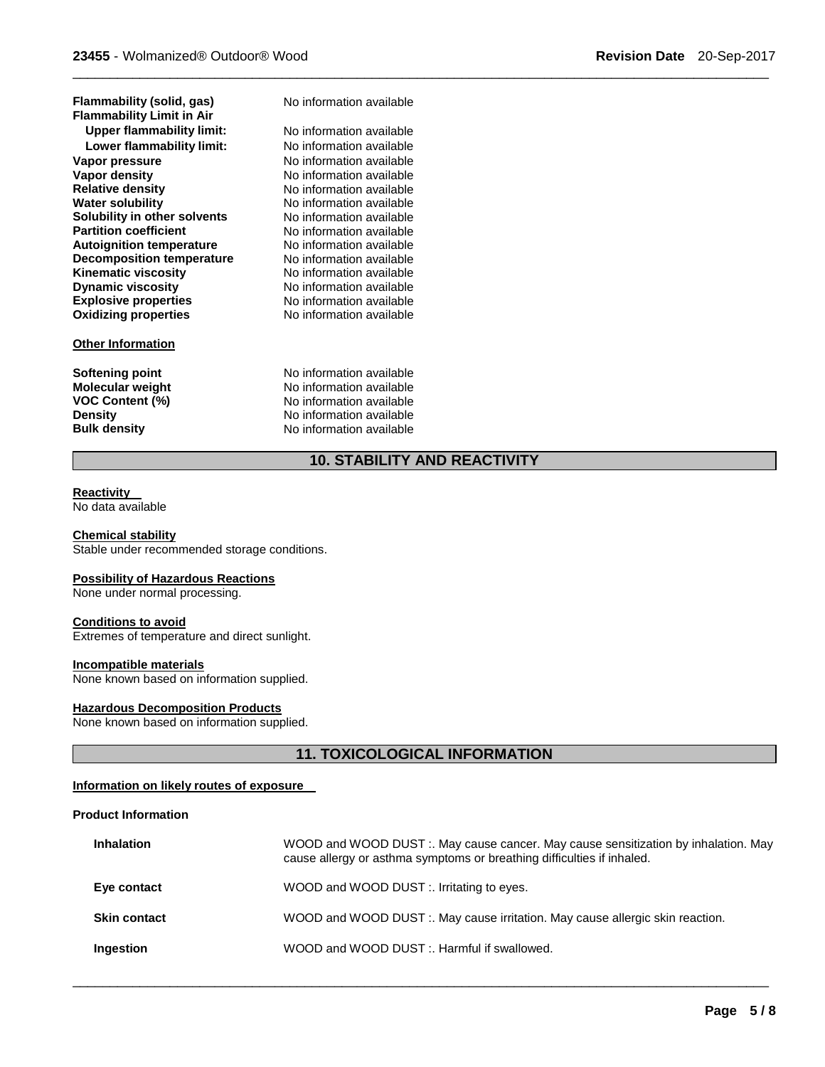| | |
|---|---|
| **Flammability (solid, gas)** | No information available |
| **Flammability Limit in Air** | |
| **Upper flammability limit:** | No information available |
| **Lower flammability limit:** | No information available |
| **Vapor pressure** | No information available |
| **Vapor density** | No information available |
| **Relative density** | No information available |
| **Water solubility** | No information available |
| **Solubility in other solvents** | No information available |
| **Partition coefficient** | No information available |
| **Autoignition temperature** | No information available |
| **Decomposition temperature** | No information available |
| **Kinematic viscosity** | No information available |
| **Dynamic viscosity** | No information available |
| **Explosive properties** | No information available |
| **Oxidizing properties** | No information available |

**Other Information**

| | |
|---|---|
| **Softening point** | No information available |
| **Molecular weight** | No information available |
| **VOC Content (%)** | No information available |
| **Density** | No information available |
| **Bulk density** | No information available |

## 10. STABILITY AND REACTIVITY

**Reactivity**
No data available

**Chemical stability**
Stable under recommended storage conditions.

**Possibility of Hazardous Reactions**
None under normal processing.

**Conditions to avoid**
Extremes of temperature and direct sunlight.

**Incompatible materials**
None known based on information supplied.

**Hazardous Decomposition Products**
None known based on information supplied.

## 11. TOXICOLOGICAL INFORMATION

**Information on likely routes of exposure**

**Product Information**

| | |
|---|---|
| **Inhalation** | WOOD and WOOD DUST :. May cause cancer. May cause sensitization by inhalation. May cause allergy or asthma symptoms or breathing difficulties if inhaled. |
| **Eye contact** | WOOD and WOOD DUST :. Irritating to eyes. |
| **Skin contact** | WOOD and WOOD DUST :. May cause irritation. May cause allergic skin reaction. |
| **Ingestion** | WOOD and WOOD DUST :. Harmful if swallowed. |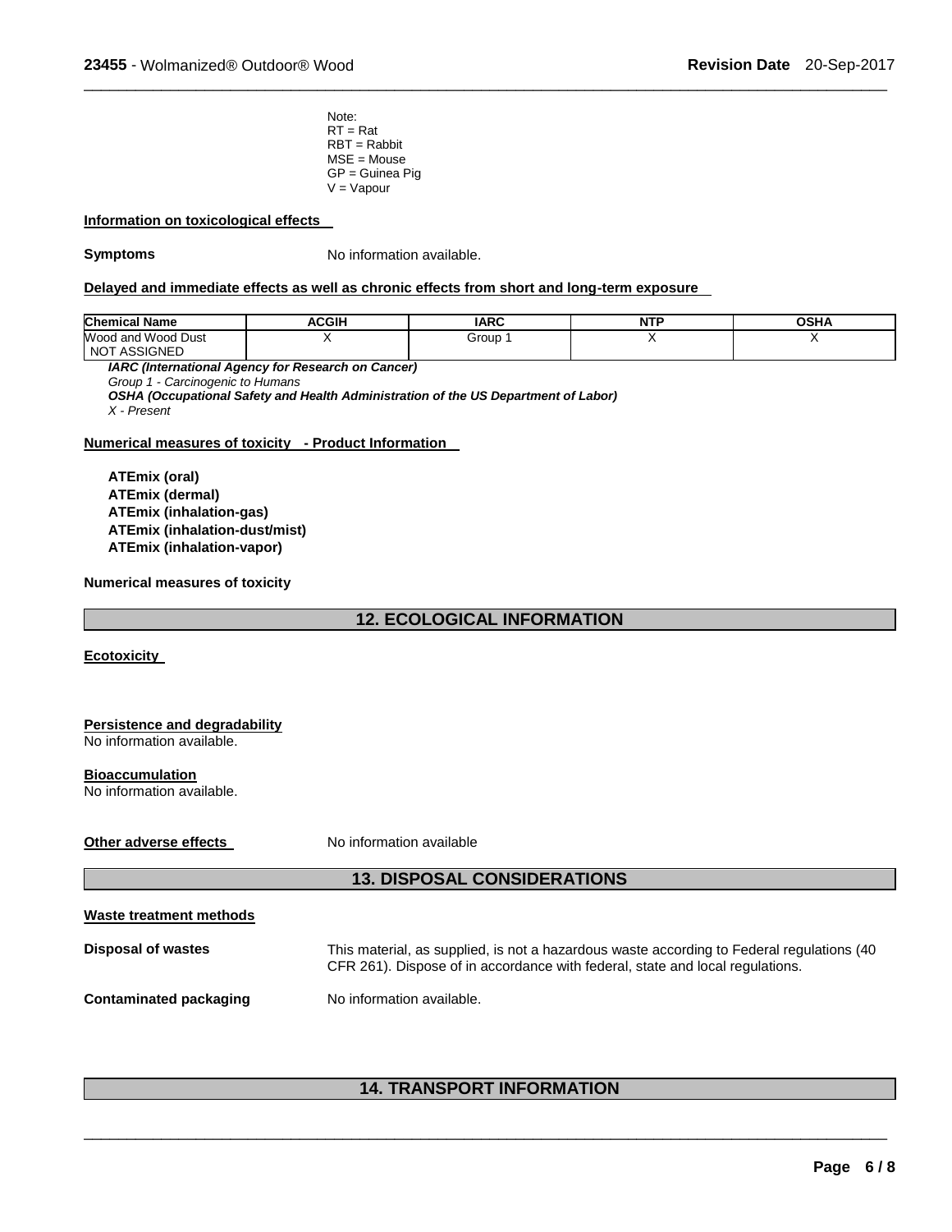Note:
RT = Rat
RBT = Rabbit
MSE = Mouse
GP = Guinea Pig
V = Vapour

**Information on toxicological effects**

**Symptoms** No information available.

**Delayed and immediate effects as well as chronic effects from short and long-term exposure**

| Chemical Name | ACGIH | IARC | NTP | OSHA |
|---|---|---|---|---|
| Wood and Wood Dust<br>NOT ASSIGNED | X | Group 1 | X | X |

***IARC (International Agency for Research on Cancer)***
*Group 1 - Carcinogenic to Humans*
***OSHA (Occupational Safety and Health Administration of the US Department of Labor)***
*X - Present*

**Numerical measures of toxicity - Product Information**

**ATEmix (oral)**
**ATEmix (dermal)**
**ATEmix (inhalation-gas)**
**ATEmix (inhalation-dust/mist)**
**ATEmix (inhalation-vapor)**

**Numerical measures of toxicity**

## 12. ECOLOGICAL INFORMATION

**Ecotoxicity**

**Persistence and degradability**
No information available.

**Bioaccumulation**
No information available.

**Other adverse effects** No information available

## 13. DISPOSAL CONSIDERATIONS

**Waste treatment methods**

**Disposal of wastes** This material, as supplied, is not a hazardous waste according to Federal regulations (40 CFR 261). Dispose of in accordance with federal, state and local regulations.

**Contaminated packaging** No information available.

## 14. TRANSPORT INFORMATION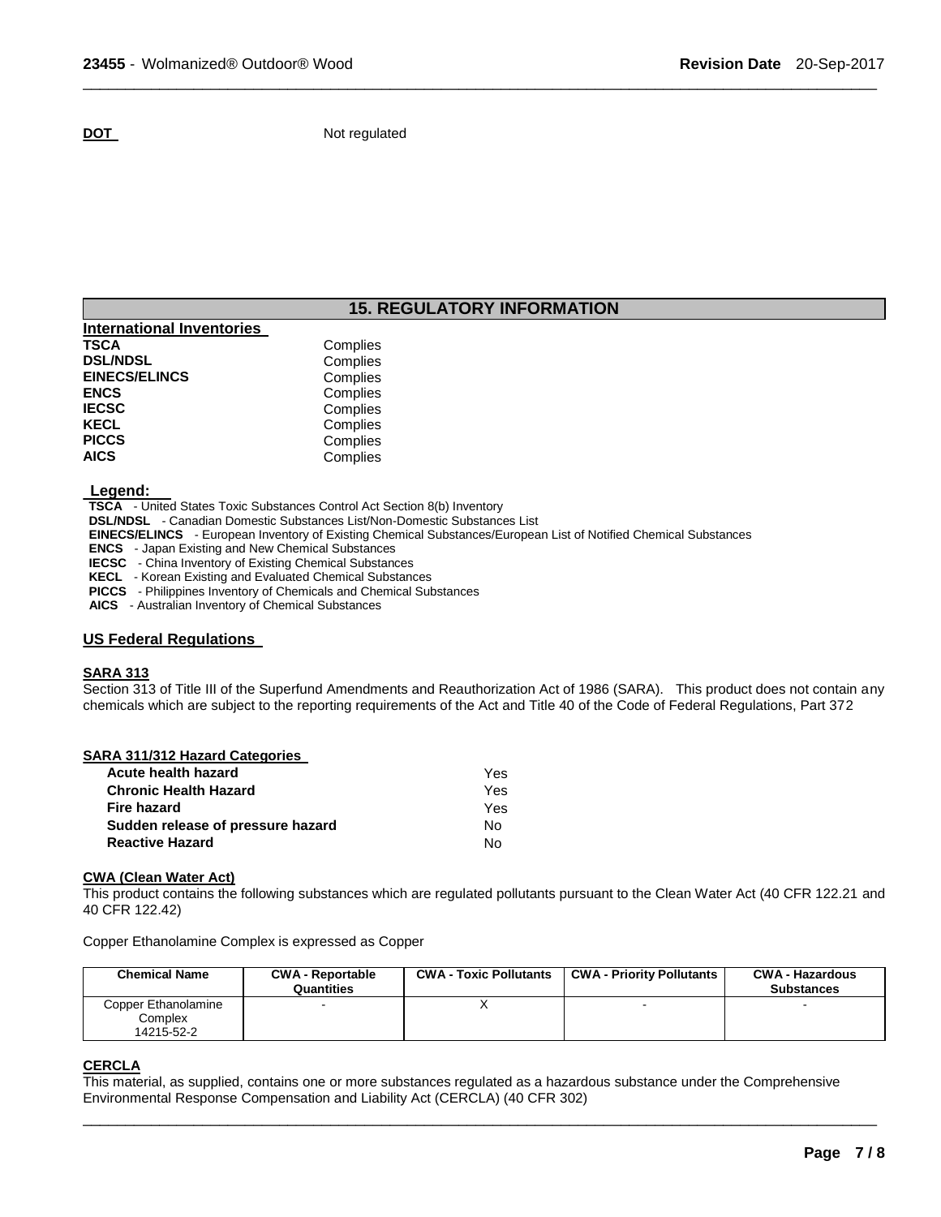**DOT** Not regulated

## 15. REGULATORY INFORMATION

**International Inventories**

| | |
|---|---|
| **TSCA** | Complies |
| **DSL/NDSL** | Complies |
| **EINECS/ELINCS** | Complies |
| **ENCS** | Complies |
| **IECSC** | Complies |
| **KECL** | Complies |
| **PICCS** | Complies |
| **AICS** | Complies |

**Legend:**

**TSCA** - United States Toxic Substances Control Act Section 8(b) Inventory
**DSL/NDSL** - Canadian Domestic Substances List/Non-Domestic Substances List
**EINECS/ELINCS** - European Inventory of Existing Chemical Substances/European List of Notified Chemical Substances
**ENCS** - Japan Existing and New Chemical Substances
**IECSC** - China Inventory of Existing Chemical Substances
**KECL** - Korean Existing and Evaluated Chemical Substances
**PICCS** - Philippines Inventory of Chemicals and Chemical Substances
**AICS** - Australian Inventory of Chemical Substances

### US Federal Regulations

**SARA 313**

Section 313 of Title III of the Superfund Amendments and Reauthorization Act of 1986 (SARA). This product does not contain any chemicals which are subject to the reporting requirements of the Act and Title 40 of the Code of Federal Regulations, Part 372

**SARA 311/312 Hazard Categories**

| | |
|---|---|
| **Acute health hazard** | Yes |
| **Chronic Health Hazard** | Yes |
| **Fire hazard** | Yes |
| **Sudden release of pressure hazard** | No |
| **Reactive Hazard** | No |

**CWA (Clean Water Act)**

This product contains the following substances which are regulated pollutants pursuant to the Clean Water Act (40 CFR 122.21 and 40 CFR 122.42)

Copper Ethanolamine Complex is expressed as Copper

| Chemical Name | CWA - Reportable Quantities | CWA - Toxic Pollutants | CWA - Priority Pollutants | CWA - Hazardous Substances |
|---|---|---|---|---|
| Copper Ethanolamine Complex 14215-52-2 | - | X | - | - |

**CERCLA**

This material, as supplied, contains one or more substances regulated as a hazardous substance under the Comprehensive Environmental Response Compensation and Liability Act (CERCLA) (40 CFR 302)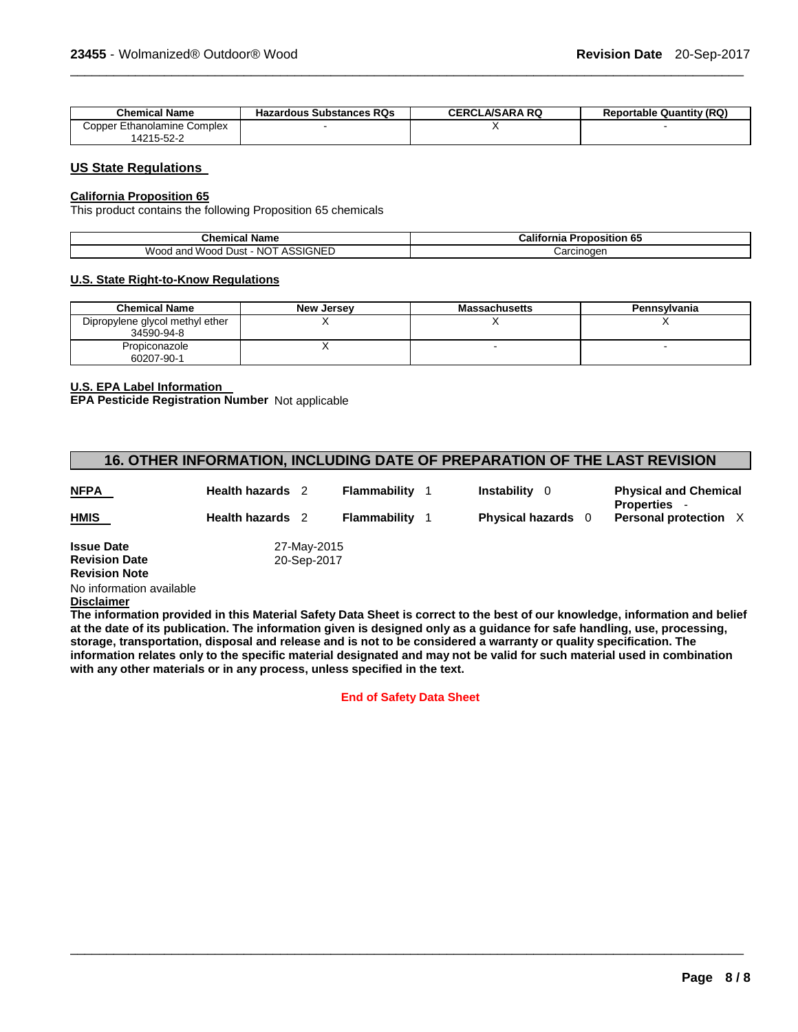| Chemical Name | Hazardous Substances RQs | CERCLA/SARA RQ | Reportable Quantity (RQ) |
|---|---|---|---|
| Copper Ethanolamine Complex 14215-52-2 | - | X | - |

## US State Regulations

### California Proposition 65

This product contains the following Proposition 65 chemicals

| Chemical Name | California Proposition 65 |
|---|---|
| Wood and Wood Dust - NOT ASSIGNED | Carcinogen |

### U.S. State Right-to-Know Regulations

| Chemical Name | New Jersey | Massachusetts | Pennsylvania |
|---|---|---|---|
| Dipropylene glycol methyl ether 34590-94-8 | X | X | X |
| Propiconazole 60207-90-1 | X | - | - |

### U.S. EPA Label Information

**EPA Pesticide Registration Number** Not applicable

## 16. OTHER INFORMATION, INCLUDING DATE OF PREPARATION OF THE LAST REVISION

| | | | | |
|---|---|---|---|---|
| **NFPA** | **Health hazards** 2 | **Flammability** 1 | **Instability** 0 | **Physical and Chemical Properties** - |
| **HMIS** | **Health hazards** 2 | **Flammability** 1 | **Physical hazards** 0 | **Personal protection** X |

**Issue Date** 27-May-2015
**Revision Date** 20-Sep-2017
**Revision Note**

No information available

**Disclaimer**

**The information provided in this Material Safety Data Sheet is correct to the best of our knowledge, information and belief at the date of its publication. The information given is designed only as a guidance for safe handling, use, processing, storage, transportation, disposal and release and is not to be considered a warranty or quality specification. The information relates only to the specific material designated and may not be valid for such material used in combination with any other materials or in any process, unless specified in the text.**

**End of Safety Data Sheet**